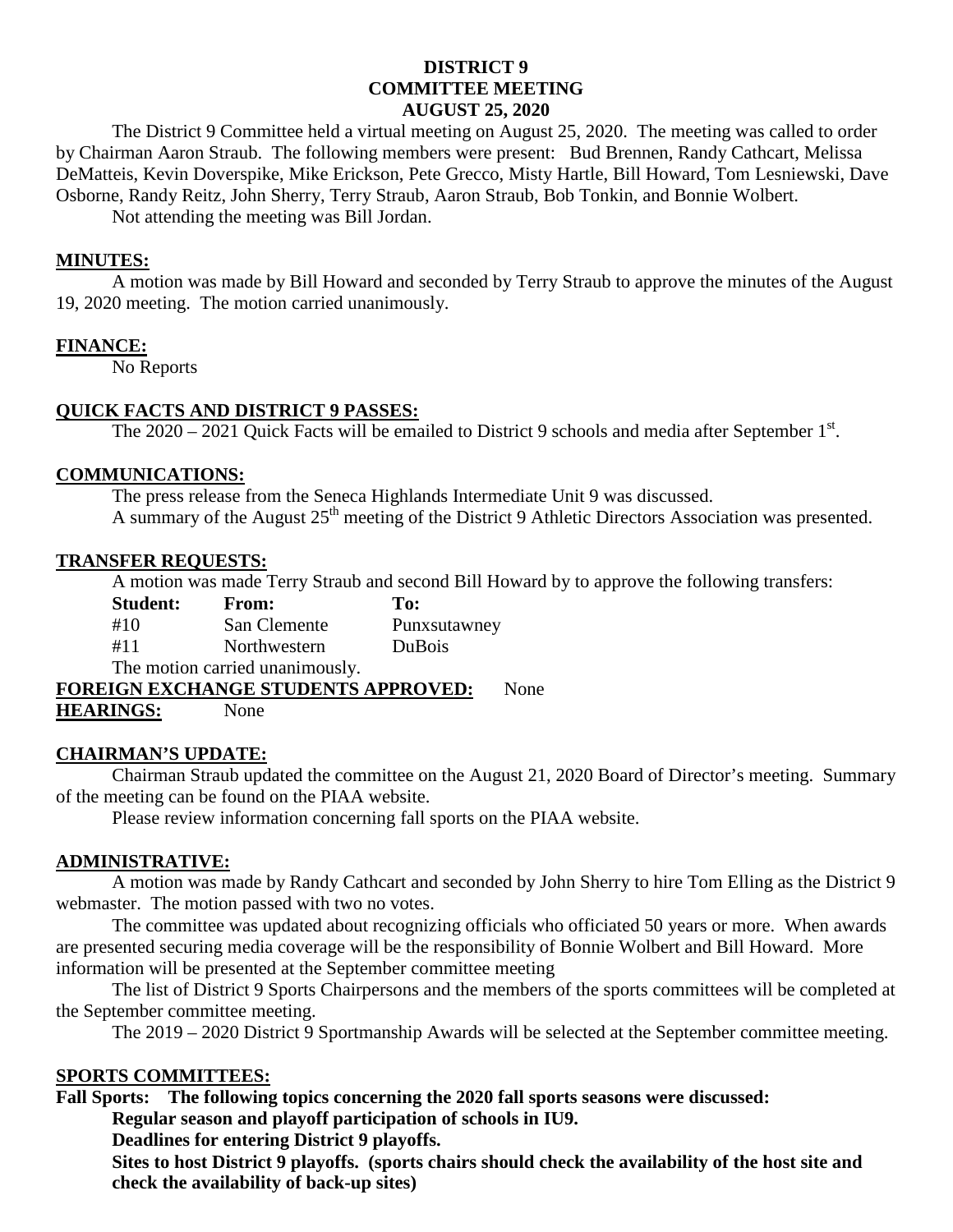# DISTRICT 9
## COMMITTEE MEETING
## AUGUST 25, 2020

The District 9 Committee held a virtual meeting on August 25, 2020. The meeting was called to order by Chairman Aaron Straub. The following members were present: Bud Brennen, Randy Cathcart, Melissa DeMatteis, Kevin Doverspike, Mike Erickson, Pete Grecco, Misty Hartle, Bill Howard, Tom Lesniewski, Dave Osborne, Randy Reitz, John Sherry, Terry Straub, Aaron Straub, Bob Tonkin, and Bonnie Wolbert.

Not attending the meeting was Bill Jordan.

**MINUTES:**

A motion was made by Bill Howard and seconded by Terry Straub to approve the minutes of the August 19, 2020 meeting. The motion carried unanimously.

**FINANCE:**

No Reports

**QUICK FACTS AND DISTRICT 9 PASSES:**

The 2020 – 2021 Quick Facts will be emailed to District 9 schools and media after September 1st.

**COMMUNICATIONS:**

The press release from the Seneca Highlands Intermediate Unit 9 was discussed.

A summary of the August 25th meeting of the District 9 Athletic Directors Association was presented.

**TRANSFER REQUESTS:**

A motion was made Terry Straub and second Bill Howard by to approve the following transfers:

| Student: | From: | To: |
|---|---|---|
| #10 | San Clemente | Punxsutawney |
| #11 | Northwestern | DuBois |

The motion carried unanimously.

**FOREIGN EXCHANGE STUDENTS APPROVED:** None

**HEARINGS:** None

**CHAIRMAN'S UPDATE:**

Chairman Straub updated the committee on the August 21, 2020 Board of Director's meeting. Summary of the meeting can be found on the PIAA website.

Please review information concerning fall sports on the PIAA website.

**ADMINISTRATIVE:**

A motion was made by Randy Cathcart and seconded by John Sherry to hire Tom Elling as the District 9 webmaster. The motion passed with two no votes.

The committee was updated about recognizing officials who officiated 50 years or more. When awards are presented securing media coverage will be the responsibility of Bonnie Wolbert and Bill Howard. More information will be presented at the September committee meeting

The list of District 9 Sports Chairpersons and the members of the sports committees will be completed at the September committee meeting.

The 2019 – 2020 District 9 Sportmanship Awards will be selected at the September committee meeting.

**SPORTS COMMITTEES:**

**Fall Sports: The following topics concerning the 2020 fall sports seasons were discussed:**

**Regular season and playoff participation of schools in IU9.**

**Deadlines for entering District 9 playoffs.**

**Sites to host District 9 playoffs. (sports chairs should check the availability of the host site and check the availability of back-up sites)**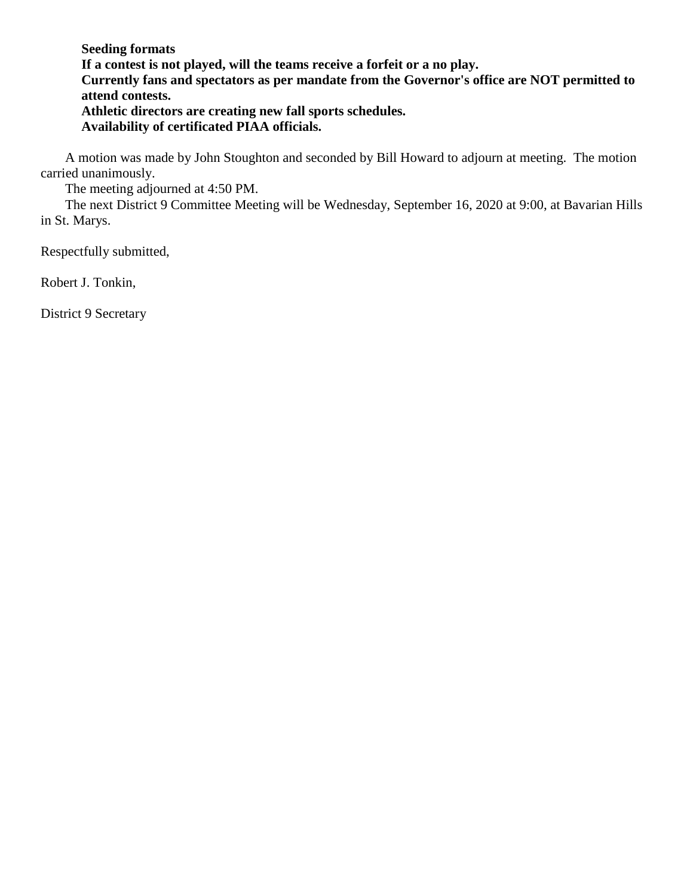**Seeding formats**
**If a contest is not played, will the teams receive a forfeit or a no play.**
**Currently fans and spectators as per mandate from the Governor's office are NOT permitted to attend contests.**
**Athletic directors are creating new fall sports schedules.**
**Availability of certificated PIAA officials.**

A motion was made by John Stoughton and seconded by Bill Howard to adjourn at meeting. The motion carried unanimously.

The meeting adjourned at 4:50 PM.

The next District 9 Committee Meeting will be Wednesday, September 16, 2020 at 9:00, at Bavarian Hills in St. Marys.

Respectfully submitted,

Robert J. Tonkin,

District 9 Secretary